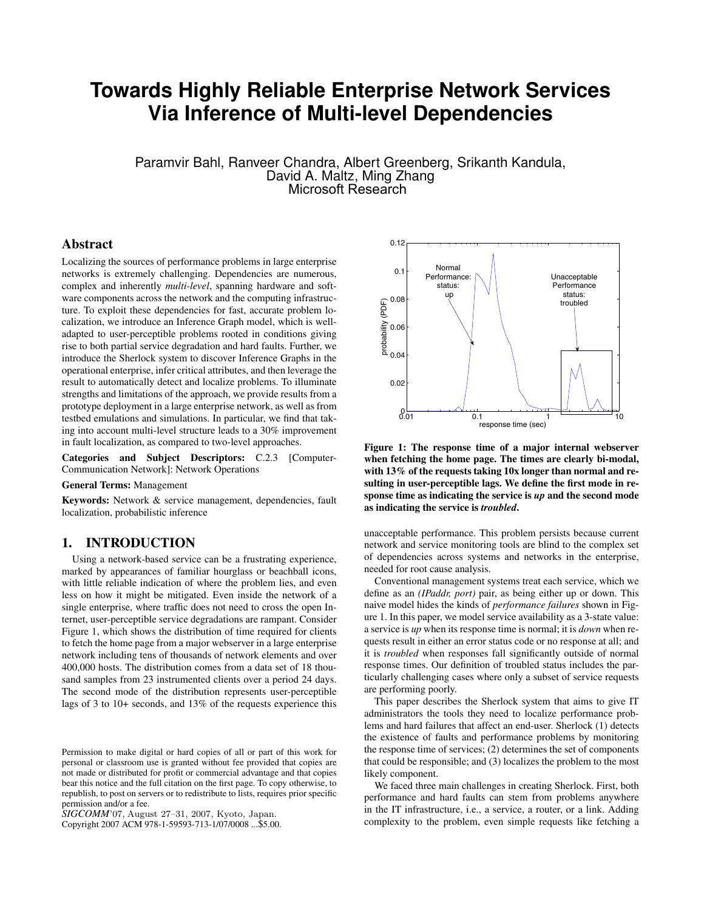# Towards Highly Reliable Enterprise Network Services Via Inference of Multi-level Dependencies

Paramvir Bahl, Ranveer Chandra, Albert Greenberg, Srikanth Kandula, David A. Maltz, Ming Zhang
Microsoft Research

## Abstract

Localizing the sources of performance problems in large enterprise networks is extremely challenging. Dependencies are numerous, complex and inherently *multi-level*, spanning hardware and software components across the network and the computing infrastructure. To exploit these dependencies for fast, accurate problem localization, we introduce an Inference Graph model, which is well-adapted to user-perceptible problems rooted in conditions giving rise to both partial service degradation and hard faults. Further, we introduce the Sherlock system to discover Inference Graphs in the operational enterprise, infer critical attributes, and then leverage the result to automatically detect and localize problems. To illuminate strengths and limitations of the approach, we provide results from a prototype deployment in a large enterprise network, as well as from testbed emulations and simulations. In particular, we find that taking into account multi-level structure leads to a 30% improvement in fault localization, as compared to two-level approaches.

**Categories and Subject Descriptors:** C.2.3 [Computer-Communication Network]: Network Operations

**General Terms:** Management

**Keywords:** Network & service management, dependencies, fault localization, probabilistic inference

## 1. INTRODUCTION

Using a network-based service can be a frustrating experience, marked by appearances of familiar hourglass or beachball icons, with little reliable indication of where the problem lies, and even less on how it might be mitigated. Even inside the network of a single enterprise, where traffic does not need to cross the open Internet, user-perceptible service degradations are rampant. Consider Figure 1, which shows the distribution of time required for clients to fetch the home page from a major webserver in a large enterprise network including tens of thousands of network elements and over 400,000 hosts. The distribution comes from a data set of 18 thousand samples from 23 instrumented clients over a period 24 days. The second mode of the distribution represents user-perceptible lags of 3 to 10+ seconds, and 13% of the requests experience this unacceptable performance. This problem persists because current network and service monitoring tools are blind to the complex set of dependencies across systems and networks in the enterprise, needed for root cause analysis.

**Figure 1: The response time of a major internal webserver when fetching the home page. The times are clearly bi-modal, with 13% of the requests taking 10x longer than normal and resulting in user-perceptible lags. We define the first mode in response time as indicating the service is *up* and the second mode as indicating the service is *troubled*.**

Conventional management systems treat each service, which we define as an *(IPaddr, port)* pair, as being either up or down. This naive model hides the kinds of *performance failures* shown in Figure 1. In this paper, we model service availability as a 3-state value: a service is *up* when its response time is normal; it is *down* when requests result in either an error status code or no response at all; and it is *troubled* when responses fall significantly outside of normal response times. Our definition of troubled status includes the particularly challenging cases where only a subset of service requests are performing poorly.

This paper describes the Sherlock system that aims to give IT administrators the tools they need to localize performance problems and hard failures that affect an end-user. Sherlock (1) detects the existence of faults and performance problems by monitoring the response time of services; (2) determines the set of components that could be responsible; and (3) localizes the problem to the most likely component.

We faced three main challenges in creating Sherlock. First, both performance and hard faults can stem from problems anywhere in the IT infrastructure, i.e., a service, a router, or a link. Adding complexity to the problem, even simple requests like fetching a

Permission to make digital or hard copies of all or part of this work for personal or classroom use is granted without fee provided that copies are not made or distributed for profit or commercial advantage and that copies bear this notice and the full citation on the first page. To copy otherwise, to republish, to post on servers or to redistribute to lists, requires prior specific permission and/or a fee.
*SIGCOMM*'07, August 27–31, 2007, Kyoto, Japan.
Copyright 2007 ACM 978-1-59593-713-1/07/0008 ...$5.00.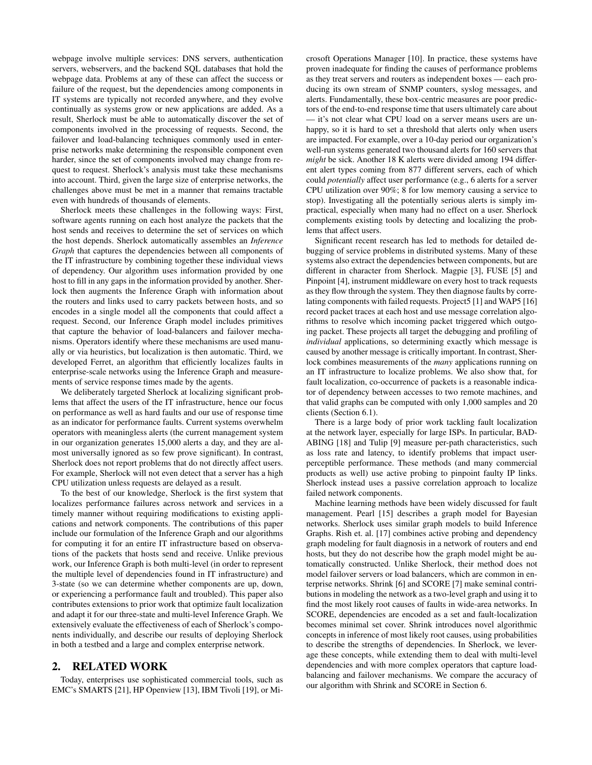webpage involve multiple services: DNS servers, authentication servers, webservers, and the backend SQL databases that hold the webpage data. Problems at any of these can affect the success or failure of the request, but the dependencies among components in IT systems are typically not recorded anywhere, and they evolve continually as systems grow or new applications are added. As a result, Sherlock must be able to automatically discover the set of components involved in the processing of requests. Second, the failover and load-balancing techniques commonly used in enterprise networks make determining the responsible component even harder, since the set of components involved may change from request to request. Sherlock's analysis must take these mechanisms into account. Third, given the large size of enterprise networks, the challenges above must be met in a manner that remains tractable even with hundreds of thousands of elements.

Sherlock meets these challenges in the following ways: First, software agents running on each host analyze the packets that the host sends and receives to determine the set of services on which the host depends. Sherlock automatically assembles an *Inference Graph* that captures the dependencies between all components of the IT infrastructure by combining together these individual views of dependency. Our algorithm uses information provided by one host to fill in any gaps in the information provided by another. Sherlock then augments the Inference Graph with information about the routers and links used to carry packets between hosts, and so encodes in a single model all the components that could affect a request. Second, our Inference Graph model includes primitives that capture the behavior of load-balancers and failover mechanisms. Operators identify where these mechanisms are used manually or via heuristics, but localization is then automatic. Third, we developed Ferret, an algorithm that efficiently localizes faults in enterprise-scale networks using the Inference Graph and measurements of service response times made by the agents.

We deliberately targeted Sherlock at localizing significant problems that affect the users of the IT infrastructure, hence our focus on performance as well as hard faults and our use of response time as an indicator for performance faults. Current systems overwhelm operators with meaningless alerts (the current management system in our organization generates 15,000 alerts a day, and they are almost universally ignored as so few prove significant). In contrast, Sherlock does not report problems that do not directly affect users. For example, Sherlock will not even detect that a server has a high CPU utilization unless requests are delayed as a result.

To the best of our knowledge, Sherlock is the first system that localizes performance failures across network and services in a timely manner without requiring modifications to existing applications and network components. The contributions of this paper include our formulation of the Inference Graph and our algorithms for computing it for an entire IT infrastructure based on observations of the packets that hosts send and receive. Unlike previous work, our Inference Graph is both multi-level (in order to represent the multiple level of dependencies found in IT infrastructure) and 3-state (so we can determine whether components are up, down, or experiencing a performance fault and troubled). This paper also contributes extensions to prior work that optimize fault localization and adapt it for our three-state and multi-level Inference Graph. We extensively evaluate the effectiveness of each of Sherlock's components individually, and describe our results of deploying Sherlock in both a testbed and a large and complex enterprise network.

## 2. RELATED WORK

Today, enterprises use sophisticated commercial tools, such as EMC's SMARTS [21], HP Openview [13], IBM Tivoli [19], or Microsoft Operations Manager [10]. In practice, these systems have proven inadequate for finding the causes of performance problems as they treat servers and routers as independent boxes — each producing its own stream of SNMP counters, syslog messages, and alerts. Fundamentally, these box-centric measures are poor predictors of the end-to-end response time that users ultimately care about — it's not clear what CPU load on a server means users are unhappy, so it is hard to set a threshold that alerts only when users are impacted. For example, over a 10-day period our organization's well-run systems generated two thousand alerts for 160 servers that *might* be sick. Another 18 K alerts were divided among 194 different alert types coming from 877 different servers, each of which could *potentially* affect user performance (e.g., 6 alerts for a server CPU utilization over 90%; 8 for low memory causing a service to stop). Investigating all the potentially serious alerts is simply impractical, especially when many had no effect on a user. Sherlock complements existing tools by detecting and localizing the problems that affect users.

Significant recent research has led to methods for detailed debugging of service problems in distributed systems. Many of these systems also extract the dependencies between components, but are different in character from Sherlock. Magpie [3], FUSE [5] and Pinpoint [4], instrument middleware on every host to track requests as they flow through the system. They then diagnose faults by correlating components with failed requests. Project5 [1] and WAP5 [16] record packet traces at each host and use message correlation algorithms to resolve which incoming packet triggered which outgoing packet. These projects all target the debugging and profiling of *individual* applications, so determining exactly which message is caused by another message is critically important. In contrast, Sherlock combines measurements of the *many* applications running on an IT infrastructure to localize problems. We also show that, for fault localization, co-occurrence of packets is a reasonable indicator of dependency between accesses to two remote machines, and that valid graphs can be computed with only 1,000 samples and 20 clients (Section 6.1).

There is a large body of prior work tackling fault localization at the network layer, especially for large ISPs. In particular, BADABING [18] and Tulip [9] measure per-path characteristics, such as loss rate and latency, to identify problems that impact user-perceptible performance. These methods (and many commercial products as well) use active probing to pinpoint faulty IP links. Sherlock instead uses a passive correlation approach to localize failed network components.

Machine learning methods have been widely discussed for fault management. Pearl [15] describes a graph model for Bayesian networks. Sherlock uses similar graph models to build Inference Graphs. Rish et. al. [17] combines active probing and dependency graph modeling for fault diagnosis in a network of routers and end hosts, but they do not describe how the graph model might be automatically constructed. Unlike Sherlock, their method does not model failover servers or load balancers, which are common in enterprise networks. Shrink [6] and SCORE [7] make seminal contributions in modeling the network as a two-level graph and using it to find the most likely root causes of faults in wide-area networks. In SCORE, dependencies are encoded as a set and fault-localization becomes minimal set cover. Shrink introduces novel algorithmic concepts in inference of most likely root causes, using probabilities to describe the strengths of dependencies. In Sherlock, we leverage these concepts, while extending them to deal with multi-level dependencies and with more complex operators that capture load-balancing and failover mechanisms. We compare the accuracy of our algorithm with Shrink and SCORE in Section 6.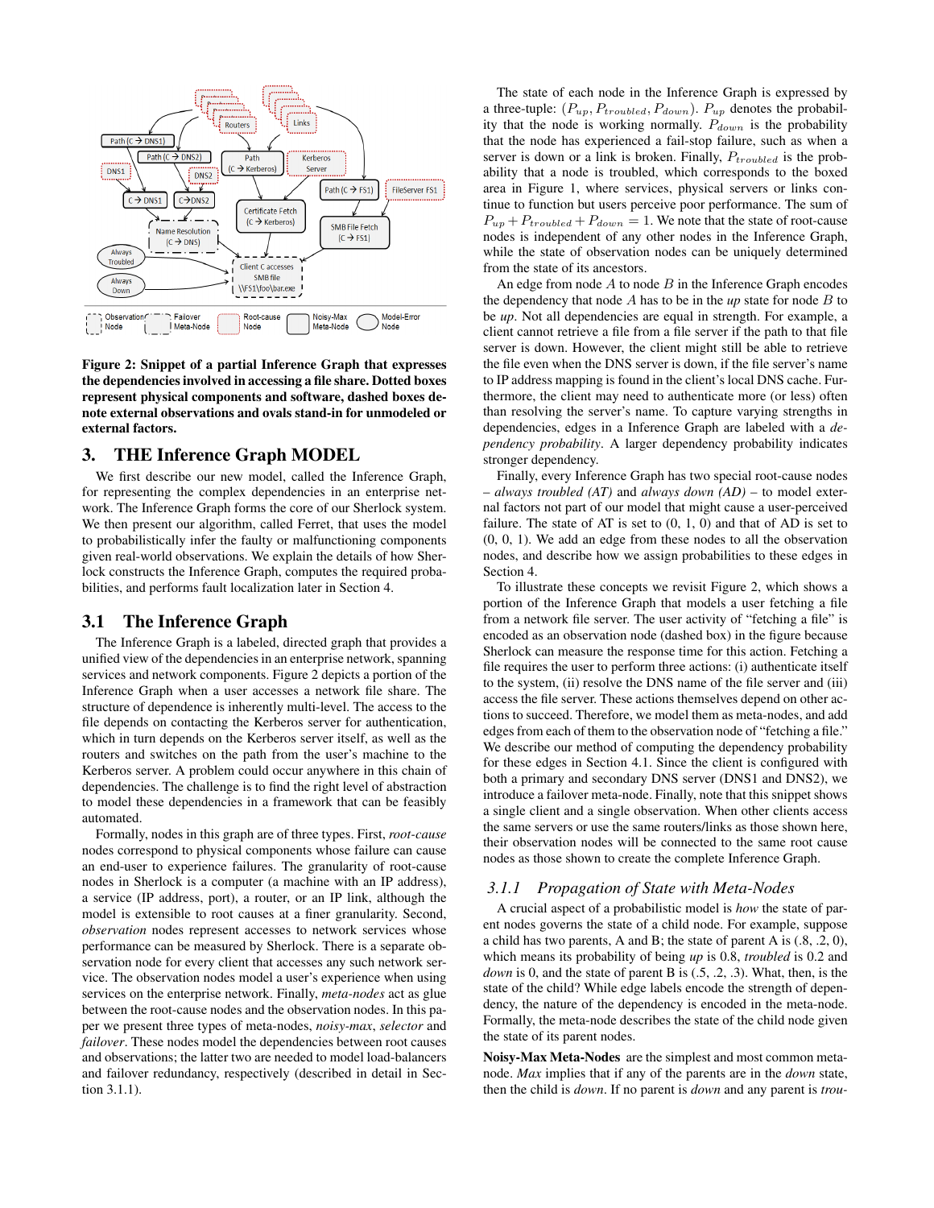Figure 2: Snippet of a partial Inference Graph that expresses the dependencies involved in accessing a file share. Dotted boxes represent physical components and software, dashed boxes denote external observations and ovals stand-in for unmodeled or external factors.

## 3. THE Inference Graph MODEL

We first describe our new model, called the Inference Graph, for representing the complex dependencies in an enterprise network. The Inference Graph forms the core of our Sherlock system. We then present our algorithm, called Ferret, that uses the model to probabilistically infer the faulty or malfunctioning components given real-world observations. We explain the details of how Sherlock constructs the Inference Graph, computes the required probabilities, and performs fault localization later in Section 4.

### 3.1 The Inference Graph

The Inference Graph is a labeled, directed graph that provides a unified view of the dependencies in an enterprise network, spanning services and network components. Figure 2 depicts a portion of the Inference Graph when a user accesses a network file share. The structure of dependence is inherently multi-level. The access to the file depends on contacting the Kerberos server for authentication, which in turn depends on the Kerberos server itself, as well as the routers and switches on the path from the user's machine to the Kerberos server. A problem could occur anywhere in this chain of dependencies. The challenge is to find the right level of abstraction to model these dependencies in a framework that can be feasibly automated.

Formally, nodes in this graph are of three types. First, *root-cause* nodes correspond to physical components whose failure can cause an end-user to experience failures. The granularity of root-cause nodes in Sherlock is a computer (a machine with an IP address), a service (IP address, port), a router, or an IP link, although the model is extensible to root causes at a finer granularity. Second, *observation* nodes represent accesses to network services whose performance can be measured by Sherlock. There is a separate observation node for every client that accesses any such network service. The observation nodes model a user's experience when using services on the enterprise network. Finally, *meta-nodes* act as glue between the root-cause nodes and the observation nodes. In this paper we present three types of meta-nodes, *noisy-max*, *selector* and *failover*. These nodes model the dependencies between root causes and observations; the latter two are needed to model load-balancers and failover redundancy, respectively (described in detail in Section 3.1.1).

The state of each node in the Inference Graph is expressed by a three-tuple: $(P_{up}, P_{troubled}, P_{down})$. $P_{up}$ denotes the probability that the node is working normally. $P_{down}$ is the probability that the node has experienced a fail-stop failure, such as when a server is down or a link is broken. Finally, $P_{troubled}$ is the probability that a node is troubled, which corresponds to the boxed area in Figure 1, where services, physical servers or links continue to function but users perceive poor performance. The sum of $P_{up} + P_{troubled} + P_{down} = 1$. We note that the state of root-cause nodes is independent of any other nodes in the Inference Graph, while the state of observation nodes can be uniquely determined from the state of its ancestors.

An edge from node $A$ to node $B$ in the Inference Graph encodes the dependency that node $A$ has to be in the *up* state for node $B$ to be *up*. Not all dependencies are equal in strength. For example, a client cannot retrieve a file from a file server if the path to that file server is down. However, the client might still be able to retrieve the file even when the DNS server is down, if the file server's name to IP address mapping is found in the client's local DNS cache. Furthermore, the client may need to authenticate more (or less) often than resolving the server's name. To capture varying strengths in dependencies, edges in a Inference Graph are labeled with a *dependency probability*. A larger dependency probability indicates stronger dependency.

Finally, every Inference Graph has two special root-cause nodes – *always troubled (AT)* and *always down (AD)* – to model external factors not part of our model that might cause a user-perceived failure. The state of AT is set to (0, 1, 0) and that of AD is set to (0, 0, 1). We add an edge from these nodes to all the observation nodes, and describe how we assign probabilities to these edges in Section 4.

To illustrate these concepts we revisit Figure 2, which shows a portion of the Inference Graph that models a user fetching a file from a network file server. The user activity of "fetching a file" is encoded as an observation node (dashed box) in the figure because Sherlock can measure the response time for this action. Fetching a file requires the user to perform three actions: (i) authenticate itself to the system, (ii) resolve the DNS name of the file server and (iii) access the file server. These actions themselves depend on other actions to succeed. Therefore, we model them as meta-nodes, and add edges from each of them to the observation node of "fetching a file." We describe our method of computing the dependency probability for these edges in Section 4.1. Since the client is configured with both a primary and secondary DNS server (DNS1 and DNS2), we introduce a failover meta-node. Finally, note that this snippet shows a single client and a single observation. When other clients access the same servers or use the same routers/links as those shown here, their observation nodes will be connected to the same root cause nodes as those shown to create the complete Inference Graph.

#### 3.1.1 *Propagation of State with Meta-Nodes*

A crucial aspect of a probabilistic model is *how* the state of parent nodes governs the state of a child node. For example, suppose a child has two parents, A and B; the state of parent A is (.8, .2, 0), which means its probability of being *up* is 0.8, *troubled* is 0.2 and *down* is 0, and the state of parent B is (.5, .2, .3). What, then, is the state of the child? While edge labels encode the strength of dependency, the nature of the dependency is encoded in the meta-node. Formally, the meta-node describes the state of the child node given the state of its parent nodes.

**Noisy-Max Meta-Nodes** are the simplest and most common meta-node. *Max* implies that if any of the parents are in the *down* state, then the child is *down*. If no parent is *down* and any parent is *trou-*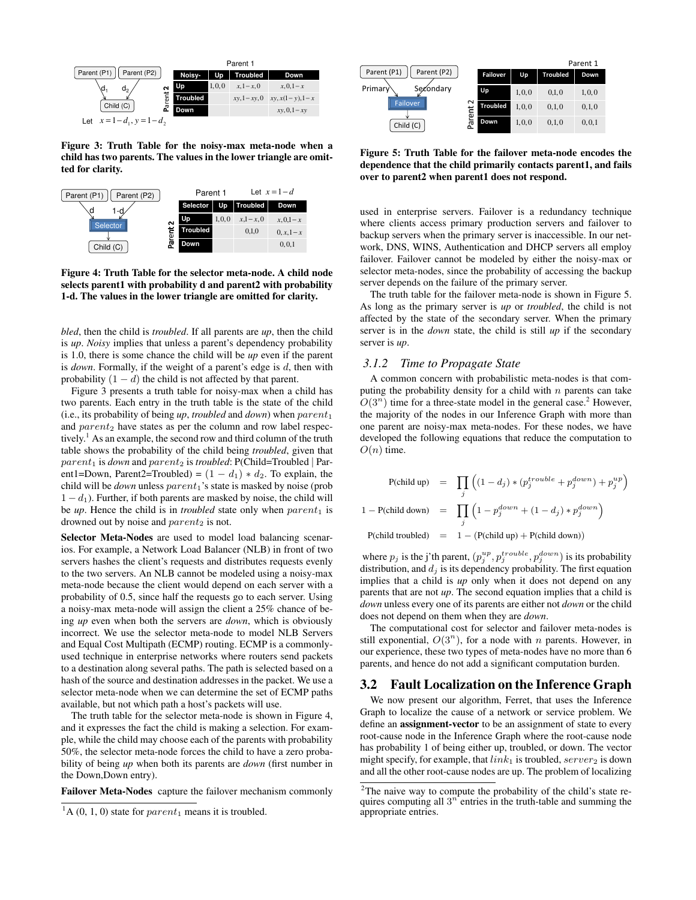Parent (P1) Parent (P2)

$d_1$ $d_2$

Child (C)

Let $x = 1 - d_1, y = 1 - d_2$

| | | Parent 1 | | |
|---|---|---|---|---|
| | Noisy-Max | Up | Troubled | Down |
| Parent 2 | Up | 1,0,0 | $x, 1-x, 0$ | $x, 0, 1-x$ |
| | Troubled | | $xy, 1-xy, 0$ | $xy, x(1-y), 1-x$ |
| | Down | | | $xy, 0, 1-xy$ |

**Figure 3: Truth Table for the noisy-max meta-node when a child has two parents. The values in the lower triangle are omitted for clarity.**

Parent (P1) Parent (P2)

d 1-d

Selector

Child (C)

Let $x = 1 - d$

| | | Parent 1 | | |
|---|---|---|---|---|
| | Selector | Up | Troubled | Down |
| Parent 2 | Up | 1,0,0 | $x, 1-x, 0$ | $x, 0, 1-x$ |
| | Troubled | | 0,1,0 | $0, x, 1-x$ |
| | Down | | | 0,0,1 |

**Figure 4: Truth Table for the selector meta-node. A child node selects parent1 with probability d and parent2 with probability 1-d. The values in the lower triangle are omitted for clarity.**

*bled*, then the child is *troubled*. If all parents are *up*, then the child is *up*. *Noisy* implies that unless a parent's dependency probability is 1.0, there is some chance the child will be *up* even if the parent is *down*. Formally, if the weight of a parent's edge is $d$, then with probability $(1 - d)$ the child is not affected by that parent.

Figure 3 presents a truth table for noisy-max when a child has two parents. Each entry in the truth table is the state of the child (i.e., its probability of being *up*, *troubled* and *down*) when $parent_1$ and $parent_2$ have states as per the column and row label respectively.[1] As an example, the second row and third column of the truth table shows the probability of the child being *troubled*, given that $parent_1$ is *down* and $parent_2$ is *troubled*: P(Child=Troubled | Parent1=Down, Parent2=Troubled) = $(1 - d_1) * d_2$. To explain, the child will be *down* unless $parent_1$'s state is masked by noise (prob $1 - d_1$). Further, if both parents are masked by noise, the child will be *up*. Hence the child is in *troubled* state only when $parent_1$ is drowned out by noise and $parent_2$ is not.

**Selector Meta-Nodes** are used to model load balancing scenarios. For example, a Network Load Balancer (NLB) in front of two servers hashes the client's requests and distributes requests evenly to the two servers. An NLB cannot be modeled using a noisy-max meta-node because the client would depend on each server with a probability of 0.5, since half the requests go to each server. Using a noisy-max meta-node will assign the client a 25% chance of being *up* even when both the servers are *down*, which is obviously incorrect. We use the selector meta-node to model NLB Servers and Equal Cost Multipath (ECMP) routing. ECMP is a commonly-used technique in enterprise networks where routers send packets to a destination along several paths. The path is selected based on a hash of the source and destination addresses in the packet. We use a selector meta-node when we can determine the set of ECMP paths available, but not which path a host's packets will use.

The truth table for the selector meta-node is shown in Figure 4, and it expresses the fact the child is making a selection. For example, while the child may choose each of the parents with probability 50%, the selector meta-node forces the child to have a zero probability of being *up* when both its parents are *down* (first number in the Down,Down entry).

**Failover Meta-Nodes** capture the failover mechanism commonly used in enterprise servers. Failover is a redundancy technique where clients access primary production servers and failover to backup servers when the primary server is inaccessible. In our network, DNS, WINS, Authentication and DHCP servers all employ failover. Failover cannot be modeled by either the noisy-max or selector meta-nodes, since the probability of accessing the backup server depends on the failure of the primary server.

The truth table for the failover meta-node is shown in Figure 5. As long as the primary server is *up* or *troubled*, the child is not affected by the state of the secondary server. When the primary server is in the *down* state, the child is still *up* if the secondary server is *up*.

Parent (P1) Parent (P2)

Primary Secondary

Failover

Child (C)

| | | Parent 1 | | |
|---|---|---|---|---|
| | Failover | Up | Troubled | Down |
| Parent 2 | Up | 1,0,0 | 0,1,0 | 1,0,0 |
| | Troubled | 1,0,0 | 0,1,0 | 0,1,0 |
| | Down | 1,0,0 | 0,1,0 | 0,0,1 |

**Figure 5: Truth Table for the failover meta-node encodes the dependence that the child primarily contacts parent1, and fails over to parent2 when parent1 does not respond.**

### 3.1.2 Time to Propagate State

A common concern with probabilistic meta-nodes is that computing the probability density for a child with $n$ parents can take $O(3^n)$ time for a three-state model in the general case.[2] However, the majority of the nodes in our Inference Graph with more than one parent are noisy-max meta-nodes. For these nodes, we have developed the following equations that reduce the computation to $O(n)$ time.

$$\text{P(child up)} = \prod_j \left( (1 - d_j) * (p_j^{trouble} + p_j^{down}) + p_j^{up} \right)$$

$$1 - \text{P(child down)} = \prod_j \left( 1 - p_j^{down} + (1 - d_j) * p_j^{down} \right)$$

$$\text{P(child troubled)} = 1 - (\text{P(child up)} + \text{P(child down)})$$

where $p_j$ is the j'th parent, $(p_j^{up}, p_j^{trouble}, p_j^{down})$ is its probability distribution, and $d_j$ is its dependency probability. The first equation implies that a child is *up* only when it does not depend on any parents that are not *up*. The second equation implies that a child is *down* unless every one of its parents are either not *down* or the child does not depend on them when they are *down*.

The computational cost for selector and failover meta-nodes is still exponential, $O(3^n)$, for a node with $n$ parents. However, in our experience, these two types of meta-nodes have no more than 6 parents, and hence do not add a significant computation burden.

## 3.2 Fault Localization on the Inference Graph

We now present our algorithm, Ferret, that uses the Inference Graph to localize the cause of a network or service problem. We define an **assignment-vector** to be an assignment of state to every root-cause node in the Inference Graph where the root-cause node has probability 1 of being either up, troubled, or down. The vector might specify, for example, that $link_1$ is troubled, $server_2$ is down and all the other root-cause nodes are up. The problem of localizing

[1] A (0, 1, 0) state for $parent_1$ means it is troubled.

[2] The naive way to compute the probability of the child's state requires computing all $3^n$ entries in the truth-table and summing the appropriate entries.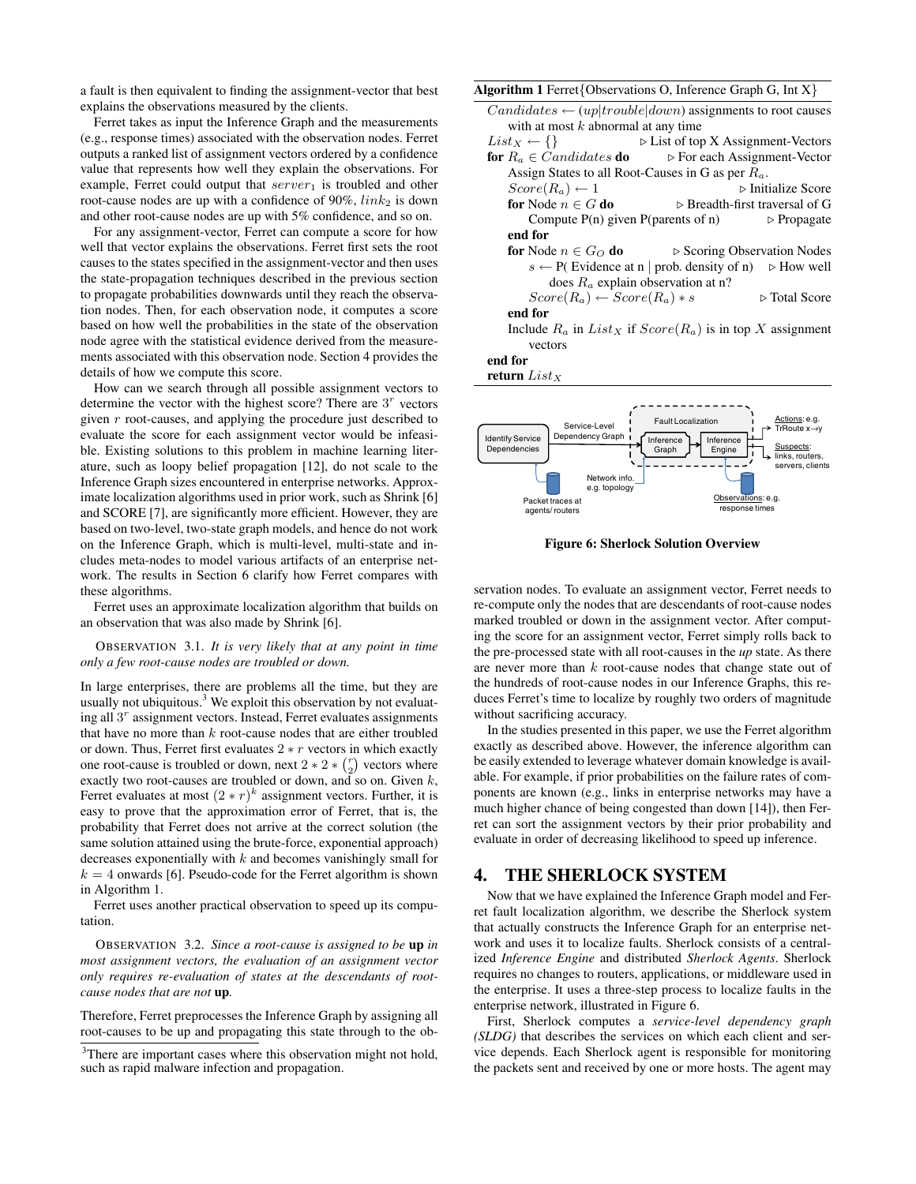a fault is then equivalent to finding the assignment-vector that best explains the observations measured by the clients.

Ferret takes as input the Inference Graph and the measurements (e.g., response times) associated with the observation nodes. Ferret outputs a ranked list of assignment vectors ordered by a confidence value that represents how well they explain the observations. For example, Ferret could output that $server_1$ is troubled and other root-cause nodes are up with a confidence of 90%, $link_2$ is down and other root-cause nodes are up with 5% confidence, and so on.

For any assignment-vector, Ferret can compute a score for how well that vector explains the observations. Ferret first sets the root causes to the states specified in the assignment-vector and then uses the state-propagation techniques described in the previous section to propagate probabilities downwards until they reach the observation nodes. Then, for each observation node, it computes a score based on how well the probabilities in the state of the observation node agree with the statistical evidence derived from the measurements associated with this observation node. Section 4 provides the details of how we compute this score.

How can we search through all possible assignment vectors to determine the vector with the highest score? There are $3^r$ vectors given $r$ root-causes, and applying the procedure just described to evaluate the score for each assignment vector would be infeasible. Existing solutions to this problem in machine learning literature, such as loopy belief propagation [12], do not scale to the Inference Graph sizes encountered in enterprise networks. Approximate localization algorithms used in prior work, such as Shrink [6] and SCORE [7], are significantly more efficient. However, they are based on two-level, two-state graph models, and hence do not work on the Inference Graph, which is multi-level, multi-state and includes meta-nodes to model various artifacts of an enterprise network. The results in Section 6 clarify how Ferret compares with these algorithms.

Ferret uses an approximate localization algorithm that builds on an observation that was also made by Shrink [6].

OBSERVATION 3.1. *It is very likely that at any point in time only a few root-cause nodes are troubled or down.*

In large enterprises, there are problems all the time, but they are usually not ubiquitous.[3] We exploit this observation by not evaluating all $3^r$ assignment vectors. Instead, Ferret evaluates assignments that have no more than $k$ root-cause nodes that are either troubled or down. Thus, Ferret first evaluates $2 * r$ vectors in which exactly one root-cause is troubled or down, next $2 * 2 * \binom{r}{2}$ vectors where exactly two root-causes are troubled or down, and so on. Given $k$, Ferret evaluates at most $(2 * r)^k$ assignment vectors. Further, it is easy to prove that the approximation error of Ferret, that is, the probability that Ferret does not arrive at the correct solution (the same solution attained using the brute-force, exponential approach) decreases exponentially with $k$ and becomes vanishingly small for $k = 4$ onwards [6]. Pseudo-code for the Ferret algorithm is shown in Algorithm 1.

Ferret uses another practical observation to speed up its computation.

OBSERVATION 3.2. *Since a root-cause is assigned to be* **up** *in most assignment vectors, the evaluation of an assignment vector only requires re-evaluation of states at the descendants of root-cause nodes that are not* **up**.

Therefore, Ferret preprocesses the Inference Graph by assigning all root-causes to be up and propagating this state through to the observation nodes. To evaluate an assignment vector, Ferret needs to re-compute only the nodes that are descendants of root-cause nodes marked troubled or down in the assignment vector. After computing the score for an assignment vector, Ferret simply rolls back to the pre-processed state with all root-causes in the *up* state. As there are never more than $k$ root-cause nodes that change state out of the hundreds of root-cause nodes in our Inference Graphs, this reduces Ferret's time to localize by roughly two orders of magnitude without sacrificing accuracy.

[3] There are important cases where this observation might not hold, such as rapid malware infection and propagation.

**Algorithm 1** Ferret{Observations O, Inference Graph G, Int X}

```
Candidates ← (up|trouble|down) assignments to root causes
    with at most k abnormal at any time
List_X ← {}                              ▷ List of top X Assignment-Vectors
for R_a ∈ Candidates do                  ▷ For each Assignment-Vector
    Assign States to all Root-Causes in G as per R_a.
    Score(R_a) ← 1                       ▷ Initialize Score
    for Node n ∈ G do                    ▷ Breadth-first traversal of G
        Compute P(n) given P(parents of n)        ▷ Propagate
    end for
    for Node n ∈ G_O do                  ▷ Scoring Observation Nodes
        s ← P( Evidence at n | prob. density of n)   ▷ How well
            does R_a explain observation at n?
        Score(R_a) ← Score(R_a) * s      ▷ Total Score
    end for
    Include R_a in List_X if Score(R_a) is in top X assignment
        vectors
end for
return List_X
```

Identify Service Dependencies → Service-Level Dependency Graph → Fault Localization [Inference Graph → Inference Engine] → Actions: e.g. TrRoute x→y; Suspects: links, routers, servers, clients. Packet traces at agents/ routers; Network info. e.g. topology; Observations: e.g. response times

**Figure 6: Sherlock Solution Overview**

In the studies presented in this paper, we use the Ferret algorithm exactly as described above. However, the inference algorithm can be easily extended to leverage whatever domain knowledge is available. For example, if prior probabilities on the failure rates of components are known (e.g., links in enterprise networks may have a much higher chance of being congested than down [14]), then Ferret can sort the assignment vectors by their prior probability and evaluate in order of decreasing likelihood to speed up inference.

# 4. THE SHERLOCK SYSTEM

Now that we have explained the Inference Graph model and Ferret fault localization algorithm, we describe the Sherlock system that actually constructs the Inference Graph for an enterprise network and uses it to localize faults. Sherlock consists of a centralized *Inference Engine* and distributed *Sherlock Agents*. Sherlock requires no changes to routers, applications, or middleware used in the enterprise. It uses a three-step process to localize faults in the enterprise network, illustrated in Figure 6.

First, Sherlock computes a *service-level dependency graph (SLDG)* that describes the services on which each client and service depends. Each Sherlock agent is responsible for monitoring the packets sent and received by one or more hosts. The agent may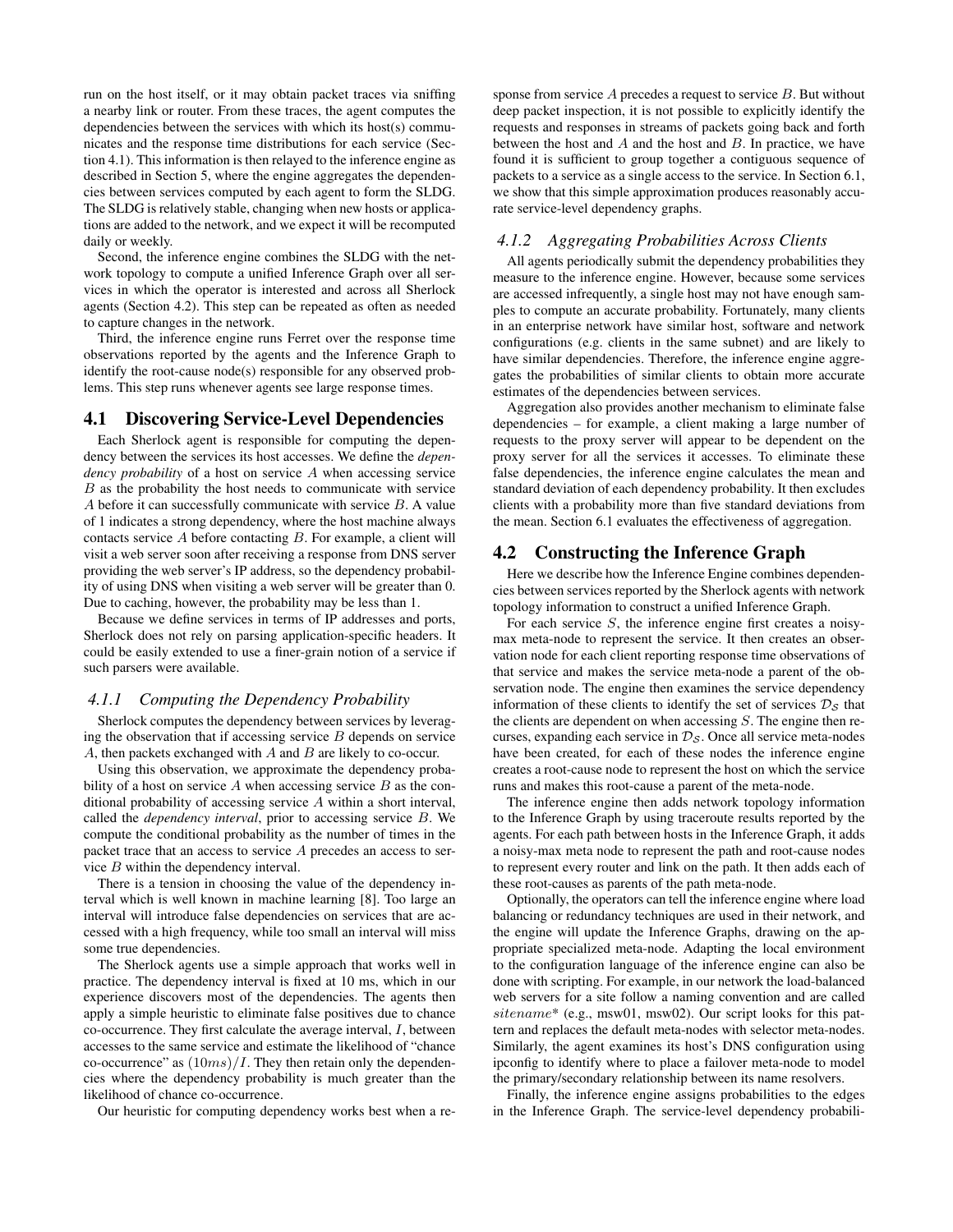run on the host itself, or it may obtain packet traces via sniffing a nearby link or router. From these traces, the agent computes the dependencies between the services with which its host(s) communicates and the response time distributions for each service (Section 4.1). This information is then relayed to the inference engine as described in Section 5, where the engine aggregates the dependencies between services computed by each agent to form the SLDG. The SLDG is relatively stable, changing when new hosts or applications are added to the network, and we expect it will be recomputed daily or weekly.

Second, the inference engine combines the SLDG with the network topology to compute a unified Inference Graph over all services in which the operator is interested and across all Sherlock agents (Section 4.2). This step can be repeated as often as needed to capture changes in the network.

Third, the inference engine runs Ferret over the response time observations reported by the agents and the Inference Graph to identify the root-cause node(s) responsible for any observed problems. This step runs whenever agents see large response times.

## 4.1 Discovering Service-Level Dependencies

Each Sherlock agent is responsible for computing the dependency between the services its host accesses. We define the *dependency probability* of a host on service $A$ when accessing service $B$ as the probability the host needs to communicate with service $A$ before it can successfully communicate with service $B$. A value of 1 indicates a strong dependency, where the host machine always contacts service $A$ before contacting $B$. For example, a client will visit a web server soon after receiving a response from DNS server providing the web server's IP address, so the dependency probability of using DNS when visiting a web server will be greater than 0. Due to caching, however, the probability may be less than 1.

Because we define services in terms of IP addresses and ports, Sherlock does not rely on parsing application-specific headers. It could be easily extended to use a finer-grain notion of a service if such parsers were available.

### 4.1.1 Computing the Dependency Probability

Sherlock computes the dependency between services by leveraging the observation that if accessing service $B$ depends on service $A$, then packets exchanged with $A$ and $B$ are likely to co-occur.

Using this observation, we approximate the dependency probability of a host on service $A$ when accessing service $B$ as the conditional probability of accessing service $A$ within a short interval, called the *dependency interval*, prior to accessing service $B$. We compute the conditional probability as the number of times in the packet trace that an access to service $A$ precedes an access to service $B$ within the dependency interval.

There is a tension in choosing the value of the dependency interval which is well known in machine learning [8]. Too large an interval will introduce false dependencies on services that are accessed with a high frequency, while too small an interval will miss some true dependencies.

The Sherlock agents use a simple approach that works well in practice. The dependency interval is fixed at 10 ms, which in our experience discovers most of the dependencies. The agents then apply a simple heuristic to eliminate false positives due to chance co-occurrence. They first calculate the average interval, $I$, between accesses to the same service and estimate the likelihood of "chance co-occurrence" as $(10ms)/I$. They then retain only the dependencies where the dependency probability is much greater than the likelihood of chance co-occurrence.

Our heuristic for computing dependency works best when a response from service $A$ precedes a request to service $B$. But without deep packet inspection, it is not possible to explicitly identify the requests and responses in streams of packets going back and forth between the host and $A$ and the host and $B$. In practice, we have found it is sufficient to group together a contiguous sequence of packets to a service as a single access to the service. In Section 6.1, we show that this simple approximation produces reasonably accurate service-level dependency graphs.

### 4.1.2 Aggregating Probabilities Across Clients

All agents periodically submit the dependency probabilities they measure to the inference engine. However, because some services are accessed infrequently, a single host may not have enough samples to compute an accurate probability. Fortunately, many clients in an enterprise network have similar host, software and network configurations (e.g. clients in the same subnet) and are likely to have similar dependencies. Therefore, the inference engine aggregates the probabilities of similar clients to obtain more accurate estimates of the dependencies between services.

Aggregation also provides another mechanism to eliminate false dependencies – for example, a client making a large number of requests to the proxy server will appear to be dependent on the proxy server for all the services it accesses. To eliminate these false dependencies, the inference engine calculates the mean and standard deviation of each dependency probability. It then excludes clients with a probability more than five standard deviations from the mean. Section 6.1 evaluates the effectiveness of aggregation.

## 4.2 Constructing the Inference Graph

Here we describe how the Inference Engine combines dependencies between services reported by the Sherlock agents with network topology information to construct a unified Inference Graph.

For each service $S$, the inference engine first creates a noisy-max meta-node to represent the service. It then creates an observation node for each client reporting response time observations of that service and makes the service meta-node a parent of the observation node. The engine then examines the service dependency information of these clients to identify the set of services $\mathcal{D}_S$ that the clients are dependent on when accessing $S$. The engine then recurses, expanding each service in $\mathcal{D}_S$. Once all service meta-nodes have been created, for each of these nodes the inference engine creates a root-cause node to represent the host on which the service runs and makes this root-cause a parent of the meta-node.

The inference engine then adds network topology information to the Inference Graph by using traceroute results reported by the agents. For each path between hosts in the Inference Graph, it adds a noisy-max meta node to represent the path and root-cause nodes to represent every router and link on the path. It then adds each of these root-causes as parents of the path meta-node.

Optionally, the operators can tell the inference engine where load balancing or redundancy techniques are used in their network, and the engine will update the Inference Graphs, drawing on the appropriate specialized meta-node. Adapting the local environment to the configuration language of the inference engine can also be done with scripting. For example, in our network the load-balanced web servers for a site follow a naming convention and are called $sitename$* (e.g., msw01, msw02). Our script looks for this pattern and replaces the default meta-nodes with selector meta-nodes. Similarly, the agent examines its host's DNS configuration using ipconfig to identify where to place a failover meta-node to model the primary/secondary relationship between its name resolvers.

Finally, the inference engine assigns probabilities to the edges in the Inference Graph. The service-level dependency probabili-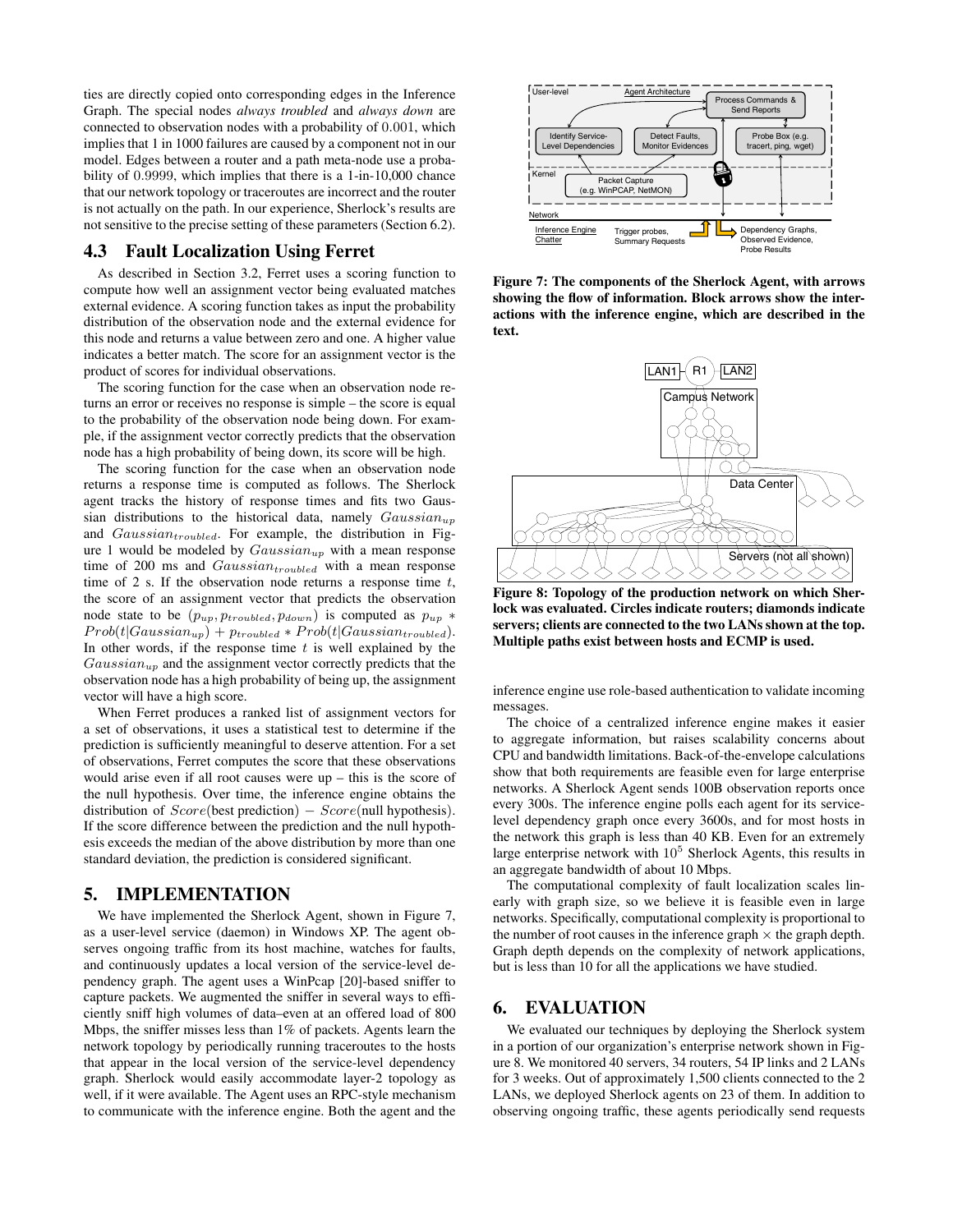ties are directly copied onto corresponding edges in the Inference Graph. The special nodes *always troubled* and *always down* are connected to observation nodes with a probability of 0.001, which implies that 1 in 1000 failures are caused by a component not in our model. Edges between a router and a path meta-node use a probability of 0.9999, which implies that there is a 1-in-10,000 chance that our network topology or traceroutes are incorrect and the router is not actually on the path. In our experience, Sherlock's results are not sensitive to the precise setting of these parameters (Section 6.2).

## 4.3 Fault Localization Using Ferret

As described in Section 3.2, Ferret uses a scoring function to compute how well an assignment vector being evaluated matches external evidence. A scoring function takes as input the probability distribution of the observation node and the external evidence for this node and returns a value between zero and one. A higher value indicates a better match. The score for an assignment vector is the product of scores for individual observations.

The scoring function for the case when an observation node returns an error or receives no response is simple – the score is equal to the probability of the observation node being down. For example, if the assignment vector correctly predicts that the observation node has a high probability of being down, its score will be high.

The scoring function for the case when an observation node returns a response time is computed as follows. The Sherlock agent tracks the history of response times and fits two Gaussian distributions to the historical data, namely $Gaussian_{up}$ and $Gaussian_{troubled}$. For example, the distribution in Figure 1 would be modeled by $Gaussian_{up}$ with a mean response time of 200 ms and $Gaussian_{troubled}$ with a mean response time of 2 s. If the observation node returns a response time $t$, the score of an assignment vector that predicts the observation node state to be $(p_{up}, p_{troubled}, p_{down})$ is computed as $p_{up} * Prob(t|Gaussian_{up}) + p_{troubled} * Prob(t|Gaussian_{troubled})$. In other words, if the response time $t$ is well explained by the $Gaussian_{up}$ and the assignment vector correctly predicts that the observation node has a high probability of being up, the assignment vector will have a high score.

When Ferret produces a ranked list of assignment vectors for a set of observations, it uses a statistical test to determine if the prediction is sufficiently meaningful to deserve attention. For a set of observations, Ferret computes the score that these observations would arise even if all root causes were up – this is the score of the null hypothesis. Over time, the inference engine obtains the distribution of $Score(\text{best prediction}) - Score(\text{null hypothesis})$. If the score difference between the prediction and the null hypothesis exceeds the median of the above distribution by more than one standard deviation, the prediction is considered significant.

# 5. IMPLEMENTATION

We have implemented the Sherlock Agent, shown in Figure 7, as a user-level service (daemon) in Windows XP. The agent observes ongoing traffic from its host machine, watches for faults, and continuously updates a local version of the service-level dependency graph. The agent uses a WinPcap [20]-based sniffer to capture packets. We augmented the sniffer in several ways to efficiently sniff high volumes of data–even at an offered load of 800 Mbps, the sniffer misses less than 1% of packets. Agents learn the network topology by periodically running traceroutes to the hosts that appear in the local version of the service-level dependency graph. Sherlock would easily accommodate layer-2 topology as well, if it were available. The Agent uses an RPC-style mechanism to communicate with the inference engine. Both the agent and the inference engine use role-based authentication to validate incoming messages.

**Figure 7: The components of the Sherlock Agent, with arrows showing the flow of information. Block arrows show the interactions with the inference engine, which are described in the text.**

**Figure 8: Topology of the production network on which Sherlock was evaluated. Circles indicate routers; diamonds indicate servers; clients are connected to the two LANs shown at the top. Multiple paths exist between hosts and ECMP is used.**

The choice of a centralized inference engine makes it easier to aggregate information, but raises scalability concerns about CPU and bandwidth limitations. Back-of-the-envelope calculations show that both requirements are feasible even for large enterprise networks. A Sherlock Agent sends 100B observation reports once every 300s. The inference engine polls each agent for its service-level dependency graph once every 3600s, and for most hosts in the network this graph is less than 40 KB. Even for an extremely large enterprise network with $10^5$ Sherlock Agents, this results in an aggregate bandwidth of about 10 Mbps.

The computational complexity of fault localization scales linearly with graph size, so we believe it is feasible even in large networks. Specifically, computational complexity is proportional to the number of root causes in the inference graph $\times$ the graph depth. Graph depth depends on the complexity of network applications, but is less than 10 for all the applications we have studied.

# 6. EVALUATION

We evaluated our techniques by deploying the Sherlock system in a portion of our organization's enterprise network shown in Figure 8. We monitored 40 servers, 34 routers, 54 IP links and 2 LANs for 3 weeks. Out of approximately 1,500 clients connected to the 2 LANs, we deployed Sherlock agents on 23 of them. In addition to observing ongoing traffic, these agents periodically send requests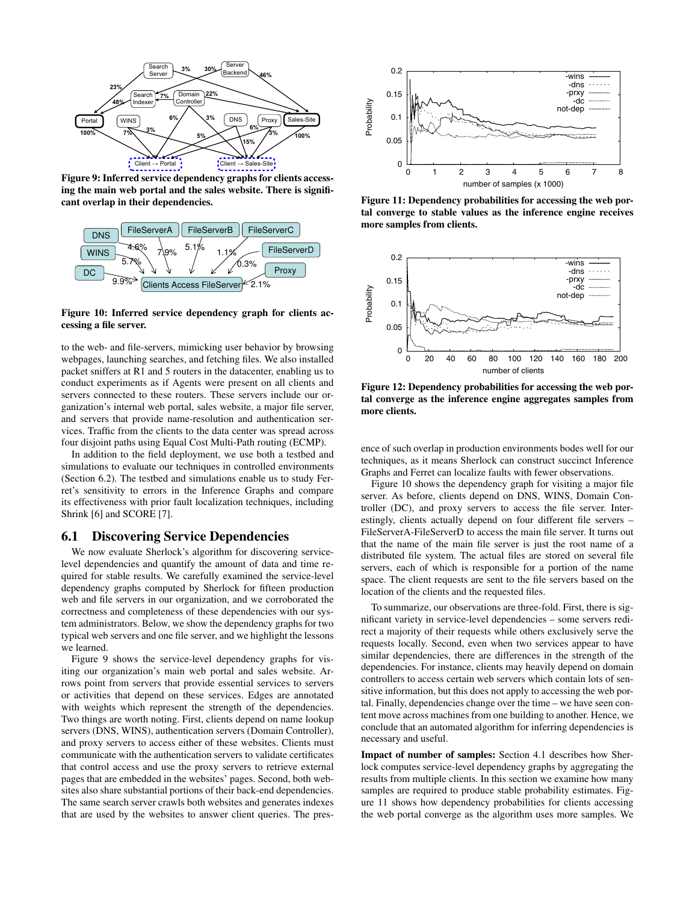Figure 9: Inferred service dependency graphs for clients accessing the main web portal and the sales website. There is significant overlap in their dependencies.

Figure 10: Inferred service dependency graph for clients accessing a file server.

to the web- and file-servers, mimicking user behavior by browsing webpages, launching searches, and fetching files. We also installed packet sniffers at R1 and 5 routers in the datacenter, enabling us to conduct experiments as if Agents were present on all clients and servers connected to these routers. These servers include our organization's internal web portal, sales website, a major file server, and servers that provide name-resolution and authentication services. Traffic from the clients to the data center was spread across four disjoint paths using Equal Cost Multi-Path routing (ECMP).

In addition to the field deployment, we use both a testbed and simulations to evaluate our techniques in controlled environments (Section 6.2). The testbed and simulations enable us to study Ferret's sensitivity to errors in the Inference Graphs and compare its effectiveness with prior fault localization techniques, including Shrink [6] and SCORE [7].

## 6.1 Discovering Service Dependencies

We now evaluate Sherlock's algorithm for discovering service-level dependencies and quantify the amount of data and time required for stable results. We carefully examined the service-level dependency graphs computed by Sherlock for fifteen production web and file servers in our organization, and we corroborated the correctness and completeness of these dependencies with our system administrators. Below, we show the dependency graphs for two typical web servers and one file server, and we highlight the lessons we learned.

Figure 9 shows the service-level dependency graphs for visiting our organization's main web portal and sales website. Arrows point from servers that provide essential services to servers or activities that depend on these services. Edges are annotated with weights which represent the strength of the dependencies. Two things are worth noting. First, clients depend on name lookup servers (DNS, WINS), authentication servers (Domain Controller), and proxy servers to access either of these websites. Clients must communicate with the authentication servers to validate certificates that control access and use the proxy servers to retrieve external pages that are embedded in the websites' pages. Second, both websites also share substantial portions of their back-end dependencies. The same search server crawls both websites and generates indexes that are used by the websites to answer client queries. The presence of such overlap in production environments bodes well for our techniques, as it means Sherlock can construct succinct Inference Graphs and Ferret can localize faults with fewer observations.

Figure 11: Dependency probabilities for accessing the web portal converge to stable values as the inference engine receives more samples from clients.

Figure 12: Dependency probabilities for accessing the web portal converge as the inference engine aggregates samples from more clients.

Figure 10 shows the dependency graph for visiting a major file server. As before, clients depend on DNS, WINS, Domain Controller (DC), and proxy servers to access the file server. Interestingly, clients actually depend on four different file servers – FileServerA-FileServerD to access the main file server. It turns out that the name of the main file server is just the root name of a distributed file system. The actual files are stored on several file servers, each of which is responsible for a portion of the name space. The client requests are sent to the file servers based on the location of the clients and the requested files.

To summarize, our observations are three-fold. First, there is significant variety in service-level dependencies – some servers redirect a majority of their requests while others exclusively serve the requests locally. Second, even when two services appear to have similar dependencies, there are differences in the strength of the dependencies. For instance, clients may heavily depend on domain controllers to access certain web servers which contain lots of sensitive information, but this does not apply to accessing the web portal. Finally, dependencies change over the time – we have seen content move across machines from one building to another. Hence, we conclude that an automated algorithm for inferring dependencies is necessary and useful.

**Impact of number of samples:** Section 4.1 describes how Sherlock computes service-level dependency graphs by aggregating the results from multiple clients. In this section we examine how many samples are required to produce stable probability estimates. Figure 11 shows how dependency probabilities for clients accessing the web portal converge as the algorithm uses more samples. We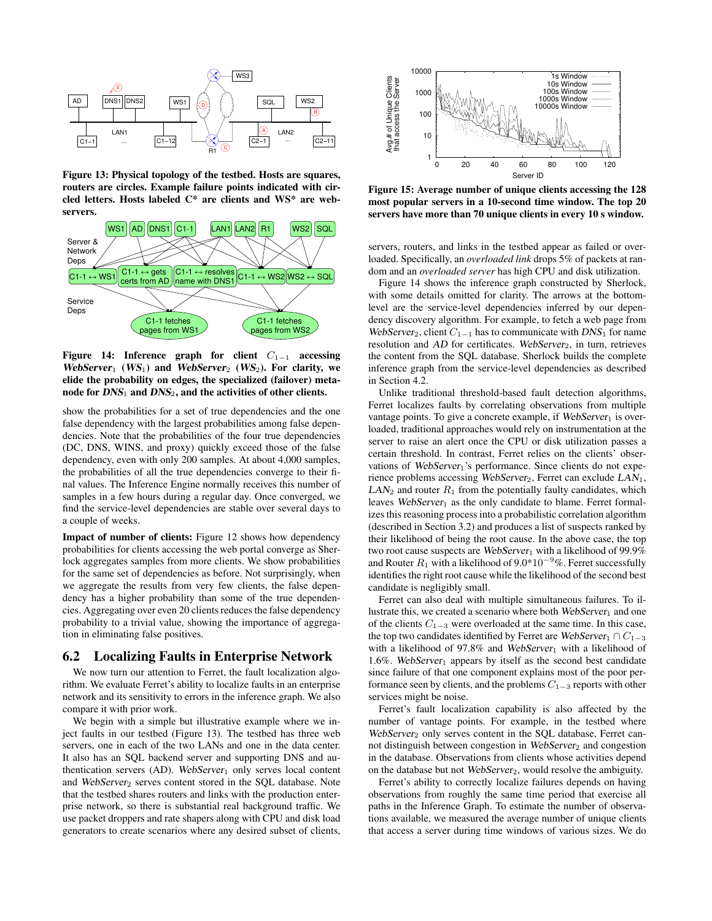**Figure 13: Physical topology of the testbed. Hosts are squares, routers are circles. Example failure points indicated with circled letters. Hosts labeled C* are clients and WS* are webservers.**

**Figure 14: Inference graph for client $C_{1-1}$ accessing *WebServer*$_1$ (*WS*$_1$) and *WebServer*$_2$ (*WS*$_2$). For clarity, we elide the probability on edges, the specialized (failover) meta-node for *DNS*$_1$ and *DNS*$_2$, and the activities of other clients.**

show the probabilities for a set of true dependencies and the one false dependency with the largest probabilities among false dependencies. Note that the probabilities of the four true dependencies (DC, DNS, WINS, and proxy) quickly exceed those of the false dependency, even with only 200 samples. At about 4,000 samples, the probabilities of all the true dependencies converge to their final values. The Inference Engine normally receives this number of samples in a few hours during a regular day. Once converged, we find the service-level dependencies are stable over several days to a couple of weeks.

**Impact of number of clients:** Figure 12 shows how dependency probabilities for clients accessing the web portal converge as Sherlock aggregates samples from more clients. We show probabilities for the same set of dependencies as before. Not surprisingly, when we aggregate the results from very few clients, the false dependency has a higher probability than some of the true dependencies. Aggregating over even 20 clients reduces the false dependency probability to a trivial value, showing the importance of aggregation in eliminating false positives.

## 6.2 Localizing Faults in Enterprise Network

We now turn our attention to Ferret, the fault localization algorithm. We evaluate Ferret's ability to localize faults in an enterprise network and its sensitivity to errors in the inference graph. We also compare it with prior work.

We begin with a simple but illustrative example where we inject faults in our testbed (Figure 13). The testbed has three web servers, one in each of the two LANs and one in the data center. It also has an SQL backend server and supporting DNS and authentication servers (AD). *WebServer*$_1$ only serves local content and *WebServer*$_2$ serves content stored in the SQL database. Note that the testbed shares routers and links with the production enterprise network, so there is substantial real background traffic. We use packet droppers and rate shapers along with CPU and disk load generators to create scenarios where any desired subset of clients,

**Figure 15: Average number of unique clients accessing the 128 most popular servers in a 10-second time window. The top 20 servers have more than 70 unique clients in every 10 s window.**

servers, routers, and links in the testbed appear as failed or overloaded. Specifically, an *overloaded link* drops 5% of packets at random and an *overloaded server* has high CPU and disk utilization.

Figure 14 shows the inference graph constructed by Sherlock, with some details omitted for clarity. The arrows at the bottom-level are the service-level dependencies inferred by our dependency discovery algorithm. For example, to fetch a web page from *WebServer*$_2$, client $C_{1-1}$ has to communicate with *DNS*$_1$ for name resolution and *AD* for certificates. *WebServer*$_2$, in turn, retrieves the content from the SQL database. Sherlock builds the complete inference graph from the service-level dependencies as described in Section 4.2.

Unlike traditional threshold-based fault detection algorithms, Ferret localizes faults by correlating observations from multiple vantage points. To give a concrete example, if *WebServer*$_1$ is overloaded, traditional approaches would rely on instrumentation at the server to raise an alert once the CPU or disk utilization passes a certain threshold. In contrast, Ferret relies on the clients' observations of *WebServer*$_1$'s performance. Since clients do not experience problems accessing *WebServer*$_2$, Ferret can exclude *LAN*$_1$, *LAN*$_2$ and router $R_1$ from the potentially faulty candidates, which leaves *WebServer*$_1$ as the only candidate to blame. Ferret formalizes this reasoning process into a probabilistic correlation algorithm (described in Section 3.2) and produces a list of suspects ranked by their likelihood of being the root cause. In the above case, the top two root cause suspects are *WebServer*$_1$ with a likelihood of 99.9% and Router $R_1$ with a likelihood of $9.0*10^{-9}$%. Ferret successfully identifies the right root cause while the likelihood of the second best candidate is negligibly small.

Ferret can also deal with multiple simultaneous failures. To illustrate this, we created a scenario where both *WebServer*$_1$ and one of the clients $C_{1-3}$ were overloaded at the same time. In this case, the top two candidates identified by Ferret are *WebServer*$_1 \cap C_{1-3}$ with a likelihood of 97.8% and *WebServer*$_1$ with a likelihood of 1.6%. *WebServer*$_1$ appears by itself as the second best candidate since failure of that one component explains most of the poor performance seen by clients, and the problems $C_{1-3}$ reports with other services might be noise.

Ferret's fault localization capability is also affected by the number of vantage points. For example, in the testbed where *WebServer*$_2$ only serves content in the SQL database, Ferret cannot distinguish between congestion in *WebServer*$_2$ and congestion in the database. Observations from clients whose activities depend on the database but not *WebServer*$_2$, would resolve the ambiguity.

Ferret's ability to correctly localize failures depends on having observations from roughly the same time period that exercise all paths in the Inference Graph. To estimate the number of observations available, we measured the average number of unique clients that access a server during time windows of various sizes. We do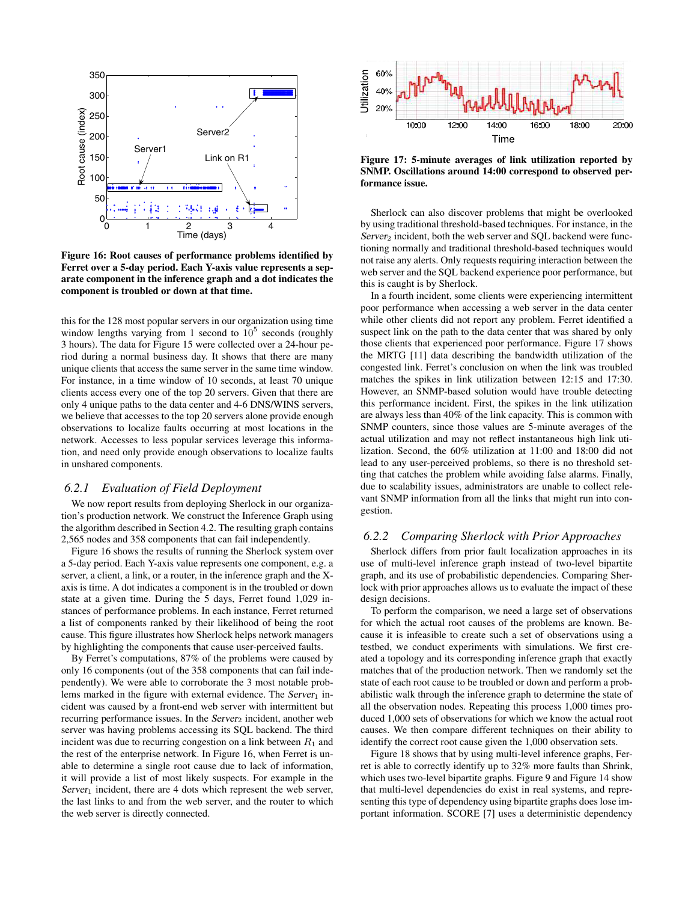Figure 16: Root causes of performance problems identified by Ferret over a 5-day period. Each Y-axis value represents a separate component in the inference graph and a dot indicates the component is troubled or down at that time.

this for the 128 most popular servers in our organization using time window lengths varying from 1 second to $10^5$ seconds (roughly 3 hours). The data for Figure 15 were collected over a 24-hour period during a normal business day. It shows that there are many unique clients that access the same server in the same time window. For instance, in a time window of 10 seconds, at least 70 unique clients access every one of the top 20 servers. Given that there are only 4 unique paths to the data center and 4-6 DNS/WINS servers, we believe that accesses to the top 20 servers alone provide enough observations to localize faults occurring at most locations in the network. Accesses to less popular services leverage this information, and need only provide enough observations to localize faults in unshared components.

### 6.2.1 Evaluation of Field Deployment

We now report results from deploying Sherlock in our organization's production network. We construct the Inference Graph using the algorithm described in Section 4.2. The resulting graph contains 2,565 nodes and 358 components that can fail independently.

Figure 16 shows the results of running the Sherlock system over a 5-day period. Each Y-axis value represents one component, e.g. a server, a client, a link, or a router, in the inference graph and the X-axis is time. A dot indicates a component is in the troubled or down state at a given time. During the 5 days, Ferret found 1,029 instances of performance problems. In each instance, Ferret returned a list of components ranked by their likelihood of being the root cause. This figure illustrates how Sherlock helps network managers by highlighting the components that cause user-perceived faults.

By Ferret's computations, 87% of the problems were caused by only 16 components (out of the 358 components that can fail independently). We were able to corroborate the 3 most notable problems marked in the figure with external evidence. The *Server*$_1$ incident was caused by a front-end web server with intermittent but recurring performance issues. In the *Server*$_2$ incident, another web server was having problems accessing its SQL backend. The third incident was due to recurring congestion on a link between $R_1$ and the rest of the enterprise network. In Figure 16, when Ferret is unable to determine a single root cause due to lack of information, it will provide a list of most likely suspects. For example in the *Server*$_1$ incident, there are 4 dots which represent the web server, the last links to and from the web server, and the router to which the web server is directly connected.

Figure 17: 5-minute averages of link utilization reported by SNMP. Oscillations around 14:00 correspond to observed performance issue.

Sherlock can also discover problems that might be overlooked by using traditional threshold-based techniques. For instance, in the *Server*$_2$ incident, both the web server and SQL backend were functioning normally and traditional threshold-based techniques would not raise any alerts. Only requests requiring interaction between the web server and the SQL backend experience poor performance, but this is caught by Sherlock.

In a fourth incident, some clients were experiencing intermittent poor performance when accessing a web server in the data center while other clients did not report any problem. Ferret identified a suspect link on the path to the data center that was shared by only those clients that experienced poor performance. Figure 17 shows the MRTG [11] data describing the bandwidth utilization of the congested link. Ferret's conclusion on when the link was troubled matches the spikes in link utilization between 12:15 and 17:30. However, an SNMP-based solution would have trouble detecting this performance incident. First, the spikes in the link utilization are always less than 40% of the link capacity. This is common with SNMP counters, since those values are 5-minute averages of the actual utilization and may not reflect instantaneous high link utilization. Second, the 60% utilization at 11:00 and 18:00 did not lead to any user-perceived problems, so there is no threshold setting that catches the problem while avoiding false alarms. Finally, due to scalability issues, administrators are unable to collect relevant SNMP information from all the links that might run into congestion.

### 6.2.2 Comparing Sherlock with Prior Approaches

Sherlock differs from prior fault localization approaches in its use of multi-level inference graph instead of two-level bipartite graph, and its use of probabilistic dependencies. Comparing Sherlock with prior approaches allows us to evaluate the impact of these design decisions.

To perform the comparison, we need a large set of observations for which the actual root causes of the problems are known. Because it is infeasible to create such a set of observations using a testbed, we conduct experiments with simulations. We first created a topology and its corresponding inference graph that exactly matches that of the production network. Then we randomly set the state of each root cause to be troubled or down and perform a probabilistic walk through the inference graph to determine the state of all the observation nodes. Repeating this process 1,000 times produced 1,000 sets of observations for which we know the actual root causes. We then compare different techniques on their ability to identify the correct root cause given the 1,000 observation sets.

Figure 18 shows that by using multi-level inference graphs, Ferret is able to correctly identify up to 32% more faults than Shrink, which uses two-level bipartite graphs. Figure 9 and Figure 14 show that multi-level dependencies do exist in real systems, and representing this type of dependency using bipartite graphs does lose important information. SCORE [7] uses a deterministic dependency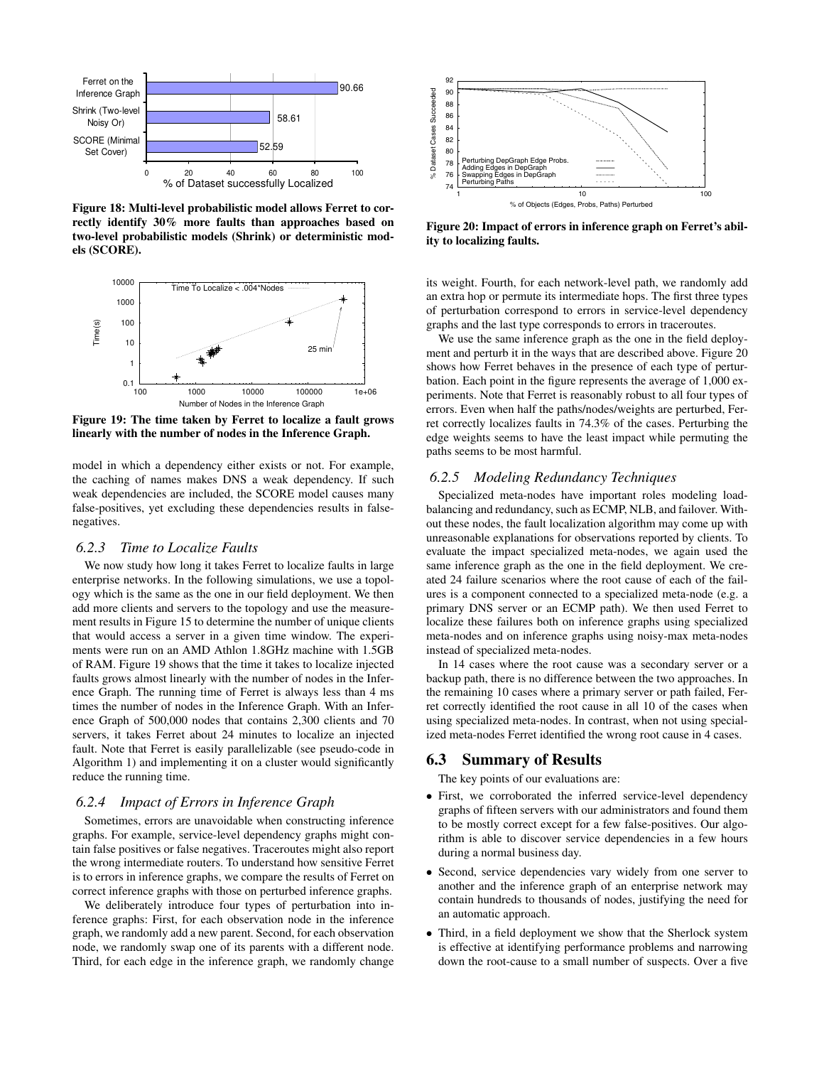Figure 18: Multi-level probabilistic model allows Ferret to correctly identify 30% more faults than approaches based on two-level probabilistic models (Shrink) or deterministic models (SCORE).

Figure 19: The time taken by Ferret to localize a fault grows linearly with the number of nodes in the Inference Graph.

model in which a dependency either exists or not. For example, the caching of names makes DNS a weak dependency. If such weak dependencies are included, the SCORE model causes many false-positives, yet excluding these dependencies results in false-negatives.

### 6.2.3 Time to Localize Faults

We now study how long it takes Ferret to localize faults in large enterprise networks. In the following simulations, we use a topology which is the same as the one in our field deployment. We then add more clients and servers to the topology and use the measurement results in Figure 15 to determine the number of unique clients that would access a server in a given time window. The experiments were run on an AMD Athlon 1.8GHz machine with 1.5GB of RAM. Figure 19 shows that the time it takes to localize injected faults grows almost linearly with the number of nodes in the Inference Graph. The running time of Ferret is always less than 4 ms times the number of nodes in the Inference Graph. With an Inference Graph of 500,000 nodes that contains 2,300 clients and 70 servers, it takes Ferret about 24 minutes to localize an injected fault. Note that Ferret is easily parallelizable (see pseudo-code in Algorithm 1) and implementing it on a cluster would significantly reduce the running time.

### 6.2.4 Impact of Errors in Inference Graph

Sometimes, errors are unavoidable when constructing inference graphs. For example, service-level dependency graphs might contain false positives or false negatives. Traceroutes might also report the wrong intermediate routers. To understand how sensitive Ferret is to errors in inference graphs, we compare the results of Ferret on correct inference graphs with those on perturbed inference graphs.

We deliberately introduce four types of perturbation into inference graphs: First, for each observation node in the inference graph, we randomly add a new parent. Second, for each observation node, we randomly swap one of its parents with a different node. Third, for each edge in the inference graph, we randomly change its weight. Fourth, for each network-level path, we randomly add an extra hop or permute its intermediate hops. The first three types of perturbation correspond to errors in service-level dependency graphs and the last type corresponds to errors in traceroutes.

Figure 20: Impact of errors in inference graph on Ferret's ability to localizing faults.

We use the same inference graph as the one in the field deployment and perturb it in the ways that are described above. Figure 20 shows how Ferret behaves in the presence of each type of perturbation. Each point in the figure represents the average of 1,000 experiments. Note that Ferret is reasonably robust to all four types of errors. Even when half the paths/nodes/weights are perturbed, Ferret correctly localizes faults in 74.3% of the cases. Perturbing the edge weights seems to have the least impact while permuting the paths seems to be most harmful.

### 6.2.5 Modeling Redundancy Techniques

Specialized meta-nodes have important roles modeling load-balancing and redundancy, such as ECMP, NLB, and failover. Without these nodes, the fault localization algorithm may come up with unreasonable explanations for observations reported by clients. To evaluate the impact specialized meta-nodes, we again used the same inference graph as the one in the field deployment. We created 24 failure scenarios where the root cause of each of the failures is a component connected to a specialized meta-node (e.g. a primary DNS server or an ECMP path). We then used Ferret to localize these failures both on inference graphs using specialized meta-nodes and on inference graphs using noisy-max meta-nodes instead of specialized meta-nodes.

In 14 cases where the root cause was a secondary server or a backup path, there is no difference between the two approaches. In the remaining 10 cases where a primary server or path failed, Ferret correctly identified the root cause in all 10 of the cases when using specialized meta-nodes. In contrast, when not using specialized meta-nodes Ferret identified the wrong root cause in 4 cases.

## 6.3 Summary of Results

The key points of our evaluations are:

- First, we corroborated the inferred service-level dependency graphs of fifteen servers with our administrators and found them to be mostly correct except for a few false-positives. Our algorithm is able to discover service dependencies in a few hours during a normal business day.
- Second, service dependencies vary widely from one server to another and the inference graph of an enterprise network may contain hundreds to thousands of nodes, justifying the need for an automatic approach.
- Third, in a field deployment we show that the Sherlock system is effective at identifying performance problems and narrowing down the root-cause to a small number of suspects. Over a five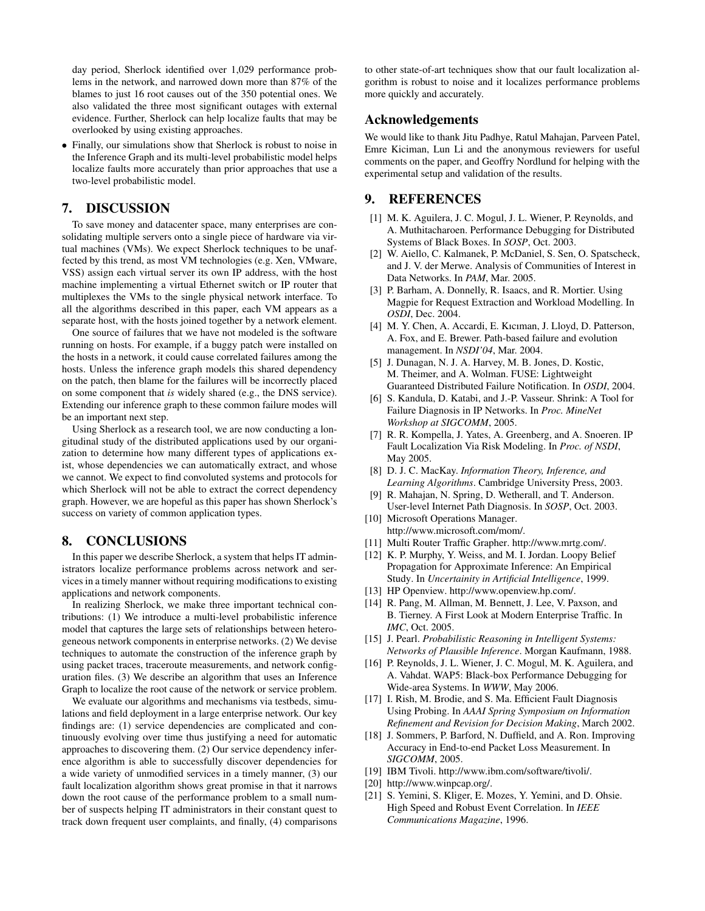day period, Sherlock identified over 1,029 performance problems in the network, and narrowed down more than 87% of the blames to just 16 root causes out of the 350 potential ones. We also validated the three most significant outages with external evidence. Further, Sherlock can help localize faults that may be overlooked by using existing approaches.

- Finally, our simulations show that Sherlock is robust to noise in the Inference Graph and its multi-level probabilistic model helps localize faults more accurately than prior approaches that use a two-level probabilistic model.

## 7. DISCUSSION

To save money and datacenter space, many enterprises are consolidating multiple servers onto a single piece of hardware via virtual machines (VMs). We expect Sherlock techniques to be unaffected by this trend, as most VM technologies (e.g. Xen, VMware, VSS) assign each virtual server its own IP address, with the host machine implementing a virtual Ethernet switch or IP router that multiplexes the VMs to the single physical network interface. To all the algorithms described in this paper, each VM appears as a separate host, with the hosts joined together by a network element.

One source of failures that we have not modeled is the software running on hosts. For example, if a buggy patch were installed on the hosts in a network, it could cause correlated failures among the hosts. Unless the inference graph models this shared dependency on the patch, then blame for the failures will be incorrectly placed on some component that *is* widely shared (e.g., the DNS service). Extending our inference graph to these common failure modes will be an important next step.

Using Sherlock as a research tool, we are now conducting a longitudinal study of the distributed applications used by our organization to determine how many different types of applications exist, whose dependencies we can automatically extract, and whose we cannot. We expect to find convoluted systems and protocols for which Sherlock will not be able to extract the correct dependency graph. However, we are hopeful as this paper has shown Sherlock's success on variety of common application types.

## 8. CONCLUSIONS

In this paper we describe Sherlock, a system that helps IT administrators localize performance problems across network and services in a timely manner without requiring modifications to existing applications and network components.

In realizing Sherlock, we make three important technical contributions: (1) We introduce a multi-level probabilistic inference model that captures the large sets of relationships between heterogeneous network components in enterprise networks. (2) We devise techniques to automate the construction of the inference graph by using packet traces, traceroute measurements, and network configuration files. (3) We describe an algorithm that uses an Inference Graph to localize the root cause of the network or service problem.

We evaluate our algorithms and mechanisms via testbeds, simulations and field deployment in a large enterprise network. Our key findings are: (1) service dependencies are complicated and continuously evolving over time thus justifying a need for automatic approaches to discovering them. (2) Our service dependency inference algorithm is able to successfully discover dependencies for a wide variety of unmodified services in a timely manner, (3) our fault localization algorithm shows great promise in that it narrows down the root cause of the performance problem to a small number of suspects helping IT administrators in their constant quest to track down frequent user complaints, and finally, (4) comparisons to other state-of-art techniques show that our fault localization algorithm is robust to noise and it localizes performance problems more quickly and accurately.

## Acknowledgements

We would like to thank Jitu Padhye, Ratul Mahajan, Parveen Patel, Emre Kiciman, Lun Li and the anonymous reviewers for useful comments on the paper, and Geoffry Nordlund for helping with the experimental setup and validation of the results.

## 9. REFERENCES

[1] M. K. Aguilera, J. C. Mogul, J. L. Wiener, P. Reynolds, and A. Muthitacharoen. Performance Debugging for Distributed Systems of Black Boxes. In *SOSP*, Oct. 2003.

[2] W. Aiello, C. Kalmanek, P. McDaniel, S. Sen, O. Spatscheck, and J. V. der Merwe. Analysis of Communities of Interest in Data Networks. In *PAM*, Mar. 2005.

[3] P. Barham, A. Donnelly, R. Isaacs, and R. Mortier. Using Magpie for Request Extraction and Workload Modelling. In *OSDI*, Dec. 2004.

[4] M. Y. Chen, A. Accardi, E. Kıcıman, J. Lloyd, D. Patterson, A. Fox, and E. Brewer. Path-based failure and evolution management. In *NSDI'04*, Mar. 2004.

[5] J. Dunagan, N. J. A. Harvey, M. B. Jones, D. Kostic, M. Theimer, and A. Wolman. FUSE: Lightweight Guaranteed Distributed Failure Notification. In *OSDI*, 2004.

[6] S. Kandula, D. Katabi, and J.-P. Vasseur. Shrink: A Tool for Failure Diagnosis in IP Networks. In *Proc. MineNet Workshop at SIGCOMM*, 2005.

[7] R. R. Kompella, J. Yates, A. Greenberg, and A. Snoeren. IP Fault Localization Via Risk Modeling. In *Proc. of NSDI*, May 2005.

[8] D. J. C. MacKay. *Information Theory, Inference, and Learning Algorithms*. Cambridge University Press, 2003.

[9] R. Mahajan, N. Spring, D. Wetherall, and T. Anderson. User-level Internet Path Diagnosis. In *SOSP*, Oct. 2003.

[10] Microsoft Operations Manager. http://www.microsoft.com/mom/.

[11] Multi Router Traffic Grapher. http://www.mrtg.com/.

[12] K. P. Murphy, Y. Weiss, and M. I. Jordan. Loopy Belief Propagation for Approximate Inference: An Empirical Study. In *Uncertainity in Artificial Intelligence*, 1999.

[13] HP Openview. http://www.openview.hp.com/.

[14] R. Pang, M. Allman, M. Bennett, J. Lee, V. Paxson, and B. Tierney. A First Look at Modern Enterprise Traffic. In *IMC*, Oct. 2005.

[15] J. Pearl. *Probabilistic Reasoning in Intelligent Systems: Networks of Plausible Inference*. Morgan Kaufmann, 1988.

[16] P. Reynolds, J. L. Wiener, J. C. Mogul, M. K. Aguilera, and A. Vahdat. WAP5: Black-box Performance Debugging for Wide-area Systems. In *WWW*, May 2006.

[17] I. Rish, M. Brodie, and S. Ma. Efficient Fault Diagnosis Using Probing. In *AAAI Spring Symposium on Information Refinement and Revision for Decision Making*, March 2002.

[18] J. Sommers, P. Barford, N. Duffield, and A. Ron. Improving Accuracy in End-to-end Packet Loss Measurement. In *SIGCOMM*, 2005.

[19] IBM Tivoli. http://www.ibm.com/software/tivoli/.

[20] http://www.winpcap.org/.

[21] S. Yemini, S. Kliger, E. Mozes, Y. Yemini, and D. Ohsie. High Speed and Robust Event Correlation. In *IEEE Communications Magazine*, 1996.